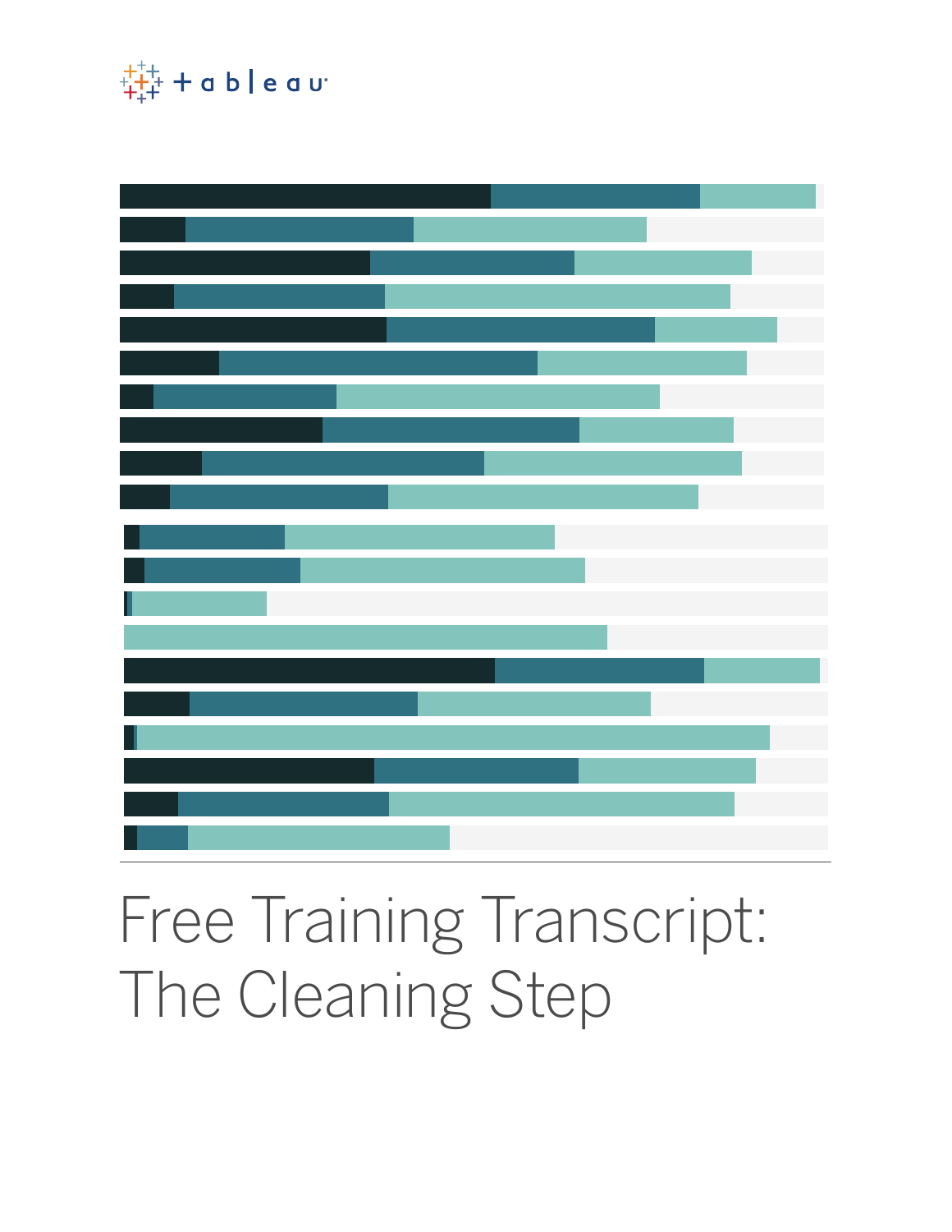# Free Training Transcript: The Cleaning Step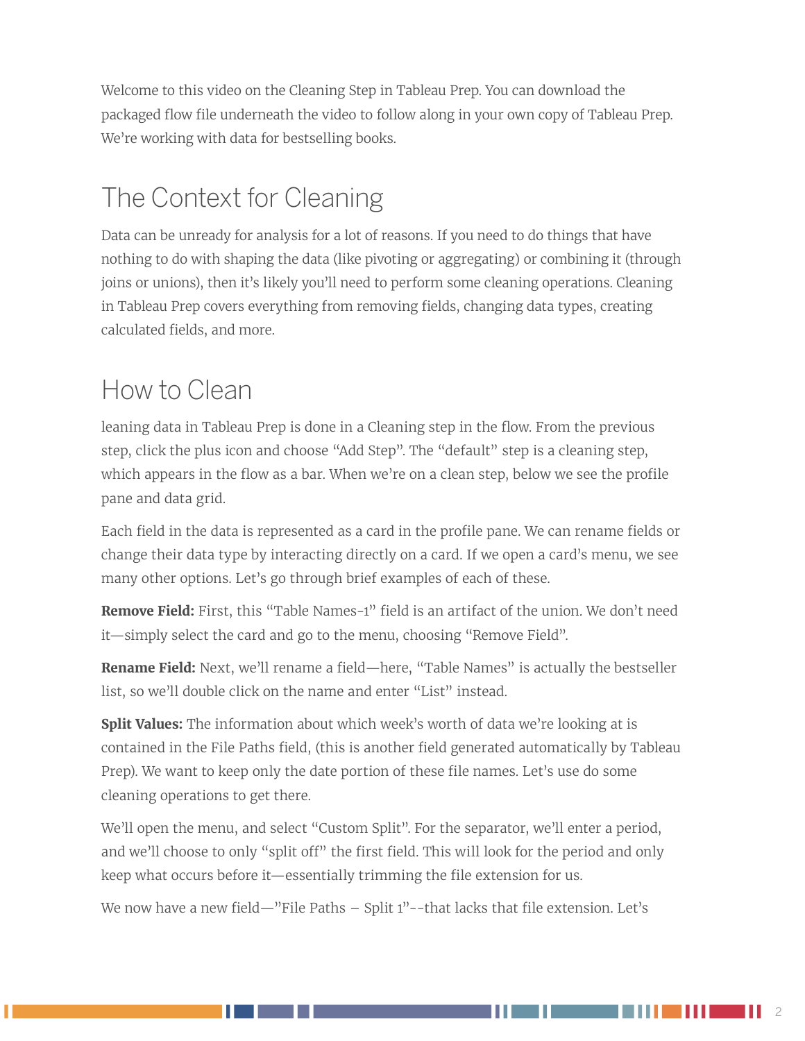Welcome to this video on the Cleaning Step in Tableau Prep. You can download the packaged flow file underneath the video to follow along in your own copy of Tableau Prep. We're working with data for bestselling books.

## The Context for Cleaning

Data can be unready for analysis for a lot of reasons. If you need to do things that have nothing to do with shaping the data (like pivoting or aggregating) or combining it (through joins or unions), then it's likely you'll need to perform some cleaning operations. Cleaning in Tableau Prep covers everything from removing fields, changing data types, creating calculated fields, and more.

## How to Clean

leaning data in Tableau Prep is done in a Cleaning step in the flow. From the previous step, click the plus icon and choose "Add Step". The "default" step is a cleaning step, which appears in the flow as a bar. When we're on a clean step, below we see the profile pane and data grid.

Each field in the data is represented as a card in the profile pane. We can rename fields or change their data type by interacting directly on a card. If we open a card's menu, we see many other options. Let's go through brief examples of each of these.

**Remove Field:** First, this "Table Names-1" field is an artifact of the union. We don't need it—simply select the card and go to the menu, choosing "Remove Field".

**Rename Field:** Next, we'll rename a field—here, "Table Names" is actually the bestseller list, so we'll double click on the name and enter "List" instead.

**Split Values:** The information about which week's worth of data we're looking at is contained in the File Paths field, (this is another field generated automatically by Tableau Prep). We want to keep only the date portion of these file names. Let's use do some cleaning operations to get there.

We'll open the menu, and select "Custom Split". For the separator, we'll enter a period, and we'll choose to only "split off" the first field. This will look for the period and only keep what occurs before it—essentially trimming the file extension for us.

We now have a new field—"File Paths – Split 1"--that lacks that file extension. Let's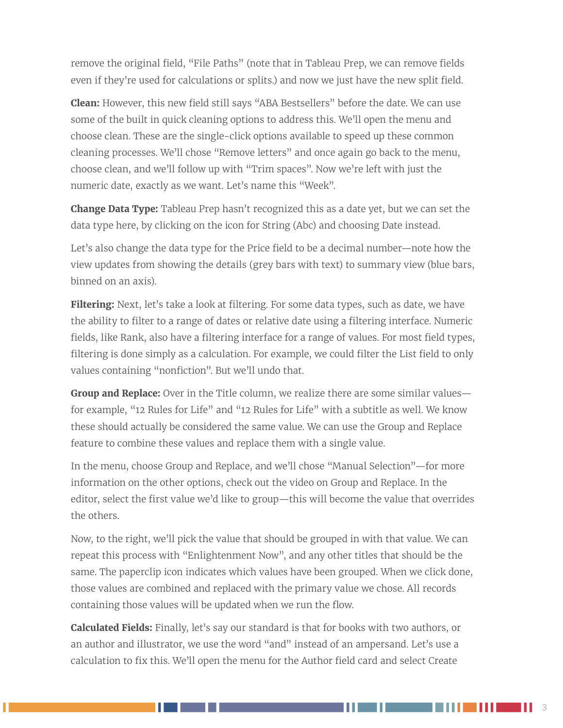remove the original field, "File Paths" (note that in Tableau Prep, we can remove fields even if they're used for calculations or splits.) and now we just have the new split field.

**Clean:** However, this new field still says "ABA Bestsellers" before the date. We can use some of the built in quick cleaning options to address this. We'll open the menu and choose clean. These are the single-click options available to speed up these common cleaning processes. We'll chose "Remove letters" and once again go back to the menu, choose clean, and we'll follow up with "Trim spaces". Now we're left with just the numeric date, exactly as we want. Let's name this "Week".

**Change Data Type:** Tableau Prep hasn't recognized this as a date yet, but we can set the data type here, by clicking on the icon for String (Abc) and choosing Date instead.

Let's also change the data type for the Price field to be a decimal number—note how the view updates from showing the details (grey bars with text) to summary view (blue bars, binned on an axis).

**Filtering:** Next, let's take a look at filtering. For some data types, such as date, we have the ability to filter to a range of dates or relative date using a filtering interface. Numeric fields, like Rank, also have a filtering interface for a range of values. For most field types, filtering is done simply as a calculation. For example, we could filter the List field to only values containing "nonfiction". But we'll undo that.

**Group and Replace:** Over in the Title column, we realize there are some similar values—for example, "12 Rules for Life" and "12 Rules for Life" with a subtitle as well. We know these should actually be considered the same value. We can use the Group and Replace feature to combine these values and replace them with a single value.

In the menu, choose Group and Replace, and we'll chose "Manual Selection"—for more information on the other options, check out the video on Group and Replace. In the editor, select the first value we'd like to group—this will become the value that overrides the others.

Now, to the right, we'll pick the value that should be grouped in with that value. We can repeat this process with "Enlightenment Now", and any other titles that should be the same. The paperclip icon indicates which values have been grouped. When we click done, those values are combined and replaced with the primary value we chose. All records containing those values will be updated when we run the flow.

**Calculated Fields:** Finally, let's say our standard is that for books with two authors, or an author and illustrator, we use the word "and" instead of an ampersand. Let's use a calculation to fix this. We'll open the menu for the Author field card and select Create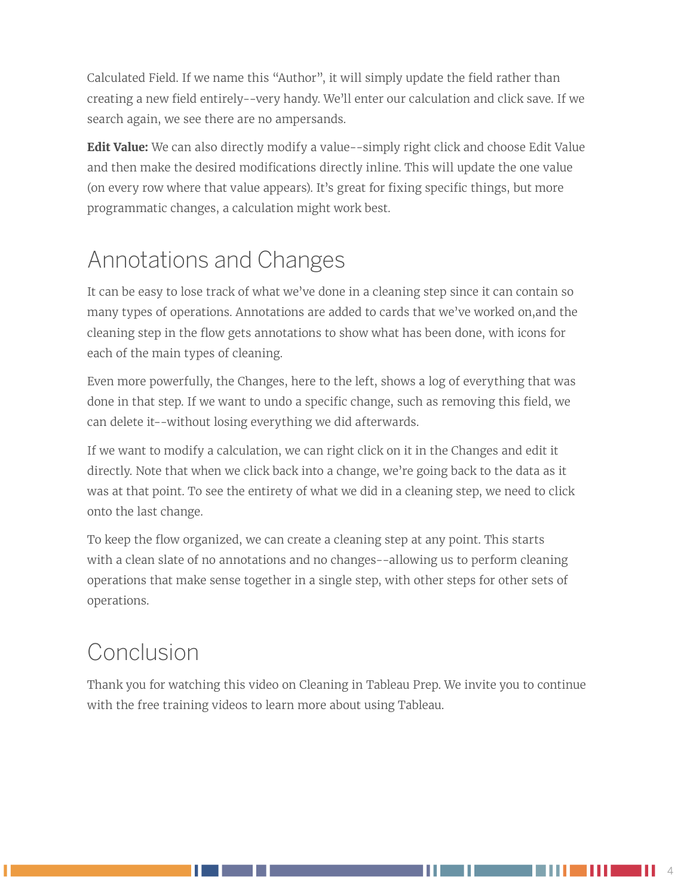Calculated Field. If we name this "Author", it will simply update the field rather than creating a new field entirely--very handy. We'll enter our calculation and click save. If we search again, we see there are no ampersands.

**Edit Value:** We can also directly modify a value--simply right click and choose Edit Value and then make the desired modifications directly inline. This will update the one value (on every row where that value appears). It's great for fixing specific things, but more programmatic changes, a calculation might work best.

## Annotations and Changes

It can be easy to lose track of what we've done in a cleaning step since it can contain so many types of operations. Annotations are added to cards that we've worked on,and the cleaning step in the flow gets annotations to show what has been done, with icons for each of the main types of cleaning.

Even more powerfully, the Changes, here to the left, shows a log of everything that was done in that step. If we want to undo a specific change, such as removing this field, we can delete it--without losing everything we did afterwards.

If we want to modify a calculation, we can right click on it in the Changes and edit it directly. Note that when we click back into a change, we're going back to the data as it was at that point. To see the entirety of what we did in a cleaning step, we need to click onto the last change.

To keep the flow organized, we can create a cleaning step at any point. This starts with a clean slate of no annotations and no changes--allowing us to perform cleaning operations that make sense together in a single step, with other steps for other sets of operations.

## Conclusion

Thank you for watching this video on Cleaning in Tableau Prep. We invite you to continue with the free training videos to learn more about using Tableau.